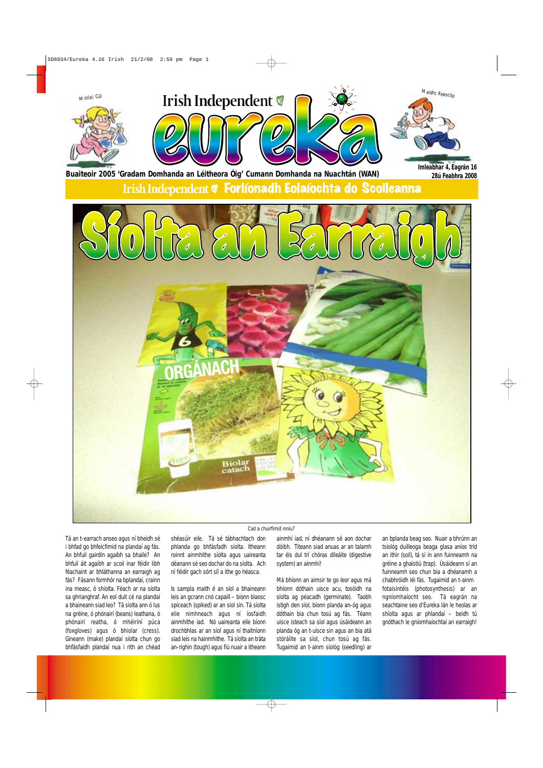Mollaí Cúl

# Irish Independent eureka

Maidhc Reascóp

**Buaiteoir 2005 'Gradam Domhanda an Léitheora Óig' Cumann Domhanda na Nuachtán (WAN)**

**Imleabhar 4, Eagrán 16**
**28ú Feabhra 2008**

## Irish Independent Forlíonadh Eolaíochta do Scoileanna

# Síolta an Earraigh

Cad a chuirfimid inniu?

Tá an t-earrach anseo agus ní bheidh sé i bhfad go bhfeicfimid na plandaí ag fás. An bhfuil gairdín agaibh sa bhaile? An bhfuil áit agaibh ar scoil inar féidir libh féachaint ar bhláthanna an earraigh ag fás? Fásann formhór na bplandaí, crainn ina measc, ó shíolta. Féach ar na síolta sa ghrianghraf. An eol duit cé na plandaí a bhaineann siad leo? Tá síolta ann ó lus na gréine, ó phónairí (beans) leathana, ó phónairí reatha, ó mhéiríní púca (foxgloves) agus ó bhiolar (cress). Gineann (make) plandaí síolta chun go bhfásfaidh plandaí nua i rith an chéad shéasúir eile. Tá sé tábhachtach don phlanda go bhfásfadh síolta. Itheann roinnt ainmhithe síolta agus uaireanta déanann sé seo dochar do na síolta. Ach ní féidir gach sórt síl a ithe go héasca.

Is sampla maith é an síol a bhaineann leis an gcrann cnó capaill – bíonn blaosc spíceach (spiked) ar an síol sin. Tá síolta eile nimhneach agus ní íosfaidh ainmhithe iad. Nó uaireanta eile bíonn drochbhlas ar an síol agus ní thaitníonn siad leis na hainmhithe. Tá síolta an tráta an-righin (tough) agus fiú nuair a itheann ainmhí iad, ní dhéanann sé aon dochar dóibh. Titeann siad anuas ar an talamh tar éis dul trí chóras díleáite (digestive system) an ainmhí!

Má bhíonn an aimsir te go leor agus má bhíonn dóthain uisce acu, tosóidh na síolta ag péacadh (germinate). Taobh istigh den síol, bíonn planda an-óg agus dóthain bia chun tosú ag fás. Téann uisce isteach sa síol agus úsáideann an planda óg an t-uisce sin agus an bia atá stóráilte sa síol, chun tosú ag fás. Tugaimid an t-ainm síológ (seedling) ar an bplanda beag seo. Nuair a bhrúnn an tsíológ duilleoga beaga glasa aníos tríd an ithir (soil), tá sí in ann fuinneamh na gréine a ghaistiú (trap). Úsáideann sí an fuinneamh seo chun bia a dhéanamh a chabhróidh léi fás. Tugaimid an t-ainm fotaisintéis (photosynthesis) ar an ngníomhaíocht seo. Tá eagrán na seachtaine seo d'Eureka lán le heolas ar shíolta agus ar phlandaí – beidh tú gnóthach le gníomhaíochtaí an earraigh!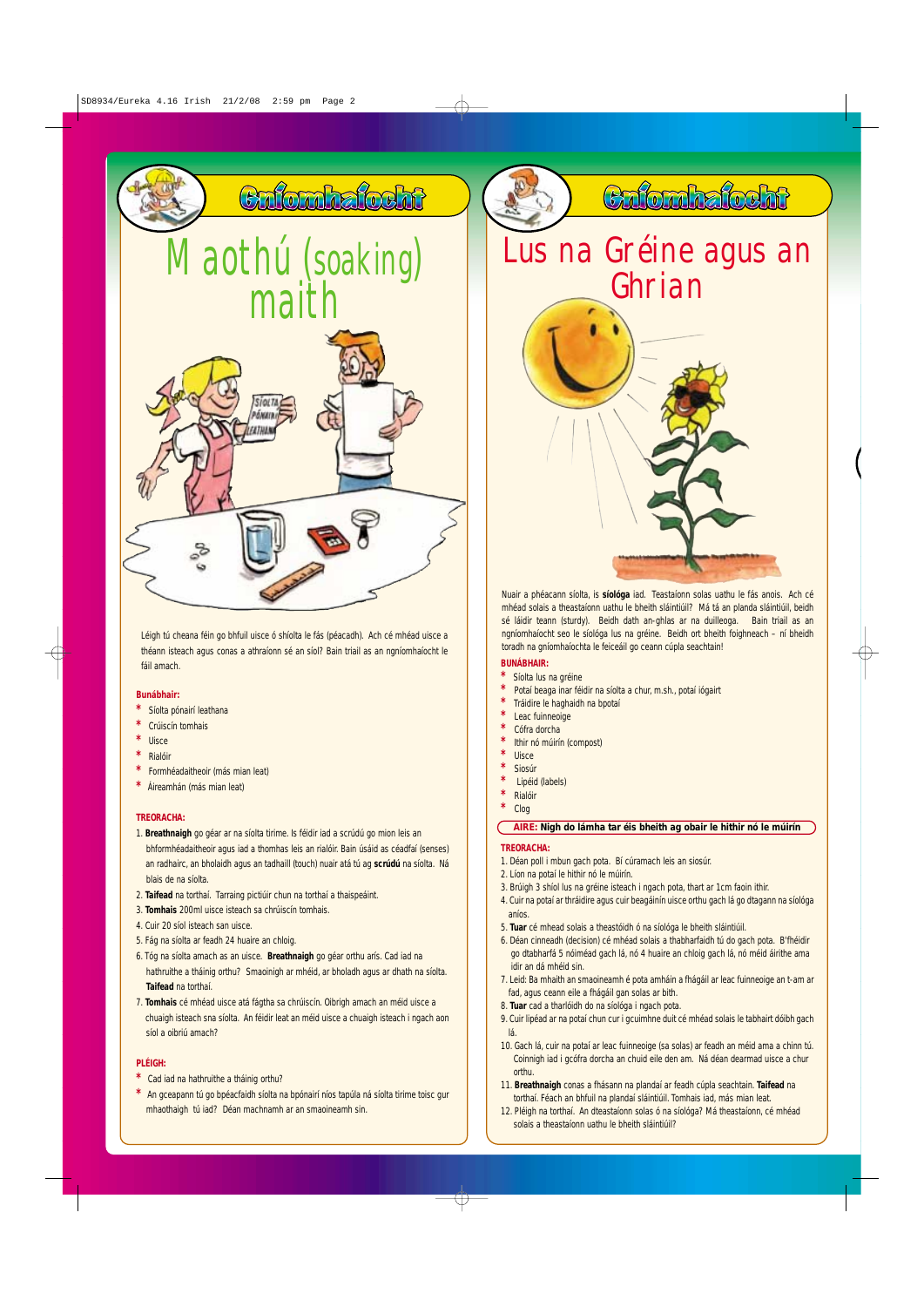# Gníomhaíocht

## Maothú (soaking) maith

Léigh tú cheana féin go bhfuil uisce ó shíolta le fás (péacadh). Ach cé mhéad uisce a théann isteach agus conas a athraíonn sé an síol? Bain triail as an ngníomhaíocht le fáil amach.

**Bunábhair:**

* Síolta pónairí leathana
* Crúiscín tomhais
* Uisce
* Rialóir
* Formhéadaitheoir (más mian leat)
* Áireamhán (más mian leat)

**TREORACHA:**

1. **Breathnaigh** go géar ar na síolta tirime. Is féidir iad a scrúdú go mion leis an bhformhéadaitheoir agus iad a thomhas leis an rialóir. Bain úsáid as céadfaí (senses) an radhairc, an bholaidh agus an tadhaill (touch) nuair atá tú ag **scrúdú** na síolta. Ná blais de na síolta.
2. **Taifead** na torthaí. Tarraing pictiúir chun na torthaí a thaispeáint.
3. **Tomhais** 200ml uisce isteach sa chrúiscín tomhais.
4. Cuir 20 síol isteach san uisce.
5. Fág na síolta ar feadh 24 huaire an chloig.
6. Tóg na síolta amach as an uisce. **Breathnaigh** go géar orthu arís. Cad iad na hathruithe a tháinig orthu? Smaoinigh ar mhéid, ar bholadh agus ar dhath na síolta. **Taifead** na torthaí.
7. **Tomhais** cé mhéad uisce atá fágtha sa chrúiscín. Oibrigh amach an méid uisce a chuaigh isteach sna síolta. An féidir leat an méid uisce a chuaigh isteach i ngach aon síol a oibriú amach?

**PLÉIGH:**

* Cad iad na hathruithe a tháinig orthu?
* An gceapann tú go bpéacfaidh síolta na bpónairí níos tapúla ná síolta tirime toisc gur mhaothaigh tú iad? Déan machnamh ar an smaoineamh sin.

# Gníomhaíocht

## Lus na Gréine agus an Ghrian

Nuair a phéacann síolta, is **síológa** iad. Teastaíonn solas uathu le fás anois. Ach cé mhéad solais a theastaíonn uathu le bheith sláintiúil? Má tá an planda sláintiúil, beidh sé láidir teann (sturdy). Beidh dath an-ghlas ar na duilleoga. Bain triail as an ngníomhaíocht seo le síológa lus na gréine. Beidh ort bheith foighneach – ní bheidh toradh na gníomhaíochta le feiceáil go ceann cúpla seachtain!

**BUNÁBHAIR:**

* Síolta lus na gréine
* Potaí beaga inar féidir na síolta a chur, m.sh., potaí iógairt
* Tráidire le haghaidh na bpotaí
* Leac fuinneoige
* Cófra dorcha
* Ithir nó múirín (compost)
* Uisce
* Siosúr
* Lipéid (labels)
* Rialóir
* Clog

**AIRE: Nigh do lámha tar éis bheith ag obair le hithir nó le múirín**

**TREORACHA:**

1. Déan poll i mbun gach pota. Bí cúramach leis an siosúr.
2. Líon na potaí le hithir nó le múirín.
3. Brúigh 3 shíol lus na gréine isteach i ngach pota, thart ar 1cm faoin ithir.
4. Cuir na potaí ar thráidire agus cuir beagáinín uisce orthu gach lá go dtagann na síológa aníos.
5. **Tuar** cé mhead solais a theastóidh ó na síológa le bheith sláintiúil.
6. Déan cinneadh (decision) cé mhéad solais a thabharfaidh tú do gach pota. B'fhéidir go dtabharfá 5 nóiméad gach lá, nó 4 huaire an chloig gach lá, nó méid áirithe ama idir an dá mhéid sin.
7. Leid: Ba mhaith an smaoineamh é pota amháin a fhágáil ar leac fuinneoige an t-am ar fad, agus ceann eile a fhágáil gan solas ar bith.
8. **Tuar** cad a tharlóidh do na síológa i ngach pota.
9. Cuir lipéad ar na potaí chun cur i gcuimhne duit cé mhéad solais le tabhairt dóibh gach lá.
10. Gach lá, cuir na potaí ar leac fuinneoige (sa solas) ar feadh an méid ama a chinn tú. Coinnigh iad i gcófra dorcha an chuid eile den am. Ná déan dearmad uisce a chur orthu.
11. **Breathnaigh** conas a fhásann na plandaí ar feadh cúpla seachtain. **Taifead** na torthaí. Féach an bhfuil na plandaí sláintiúil. Tomhais iad, más mian leat.
12. Pléigh na torthaí. An dteastaíonn solas ó na síológa? Má theastaíonn, cé mhéad solais a theastaíonn uathu le bheith sláintiúil?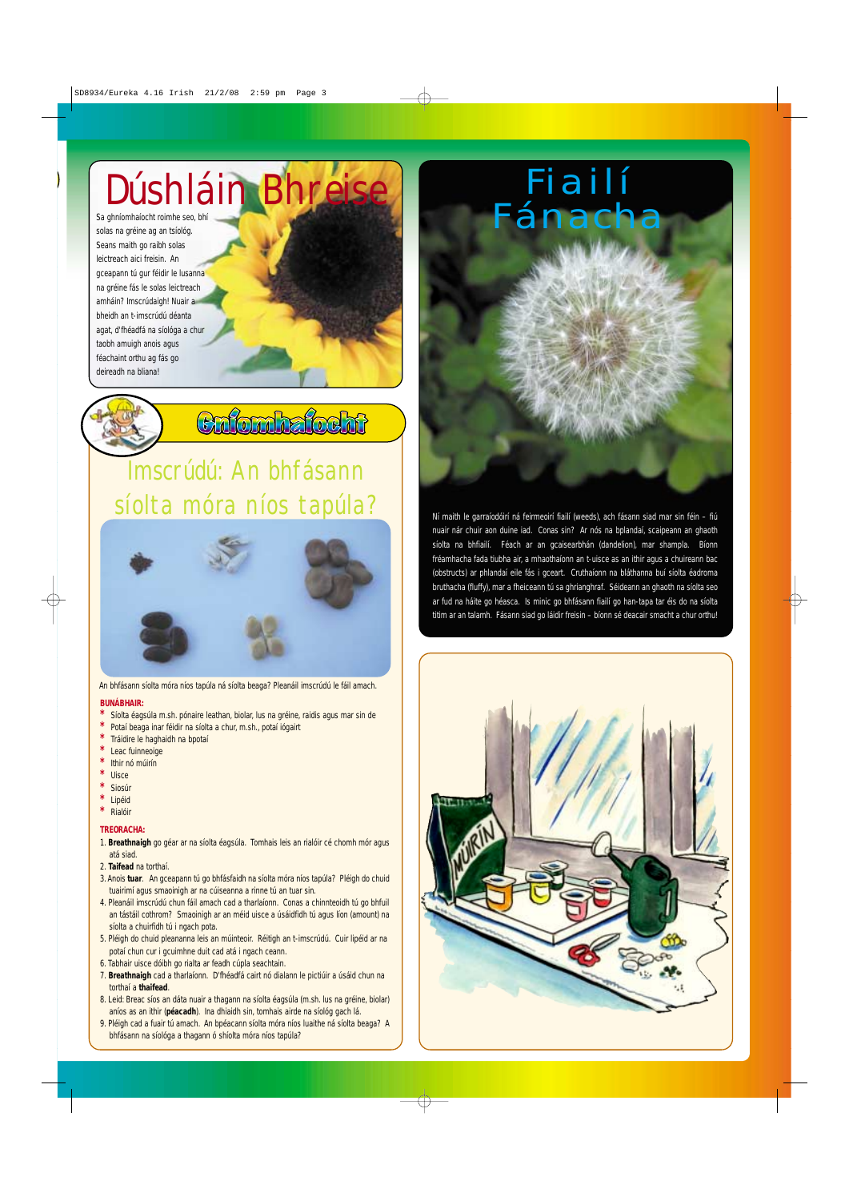# Dúshláin Bhreise

Sa ghníomhaíocht roimhe seo, bhí solas na gréine ag an tsíológ. Seans maith go raibh solas leictreach aici freisin. An gceapann tú gur féidir le lusanna na gréine fás le solas leictreach amháin? Imscrúdaigh! Nuair a bheidh an t-imscrúdú déanta agat, d'fhéadfá na síológa a chur taobh amuigh anois agus féachaint orthu ag fás go deireadh na bliana!

## Gníomhaíocht

### Imscrúdú: An bhfásann síolta móra níos tapúla?

An bhfásann síolta móra níos tapúla ná síolta beaga? Pleanáil imscrúdú le fáil amach.

**BUNÁBHAIR:**

* Síolta éagsúla m.sh. pónaire leathan, biolar, lus na gréine, raidis agus mar sin de
* Potaí beaga inar féidir na síolta a chur, m.sh., potaí iógairt
* Tráidire le haghaidh na bpotaí
* Leac fuinneoige
* Ithir nó múirín
* Uisce
* Siosúr
* Lipéid
* Rialóir

**TREORACHA:**

1. **Breathnaigh** go géar ar na síolta éagsúla. Tomhais leis an rialóir cé chomh mór agus atá siad.
2. **Taifead** na torthaí.
3. Anois **tuar**. An gceapann tú go bhfásfaidh na síolta móra níos tapúla? Pléigh do chuid tuairimí agus smaoinigh ar na cúiseanna a rinne tú an tuar sin.
4. Pleanáil imscrúdú chun fáil amach cad a tharlaíonn. Conas a chinnteoidh tú go bhfuil an tástáil cothrom? Smaoinigh ar an méid uisce a úsáidfidh tú agus líon (amount) na síolta a chuirfidh tú i ngach pota.
5. Pléigh do chuid pleananna leis an múinteoir. Réitigh an t-imscrúdú. Cuir lipéid ar na potaí chun cur i gcuimhne duit cad atá i ngach ceann.
6. Tabhair uisce dóibh go rialta ar feadh cúpla seachtain.
7. **Breathnaigh** cad a tharlaíonn. D'fhéadfá cairt nó dialann le pictiúir a úsáid chun na torthaí a **thaifead**.
8. Leid: Breac síos an dáta nuair a thagann na síolta éagsúla (m.sh. lus na gréine, biolar) aníos as an ithir (**péacadh**). Ina dhiaidh sin, tomhais airde na síológ gach lá.
9. Pléigh cad a fuair tú amach. An bpéacann síolta móra níos luaithe ná síolta beaga? A bhfásann na síológa a thagann ó shíolta móra níos tapúla?

# Fiailí Fánacha

Ní maith le garraíodóirí ná feirmeoirí fiailí (weeds), ach fásann siad mar sin féin – fiú nuair nár chuir aon duine iad. Conas sin? Ar nós na bplandaí, scaipeann an ghaoth síolta na bhfiailí. Féach ar an gcaisearbhán (dandelion), mar shampla. Bíonn fréamhacha fada tiubha air, a mhaothaíonn an t-uisce as an ithir agus a chuireann bac (obstructs) ar phlandaí eile fás i gceart. Cruthaíonn na bláthanna buí síolta éadroma bruthacha (fluffy), mar a fheiceann tú sa ghrianghraf. Séideann an ghaoth na síolta seo ar fud na háite go héasca. Is minic go bhfásann fiailí go han-tapa tar éis do na síolta titim ar an talamh. Fásann siad go láidir freisin – bíonn sé deacair smacht a chur orthu!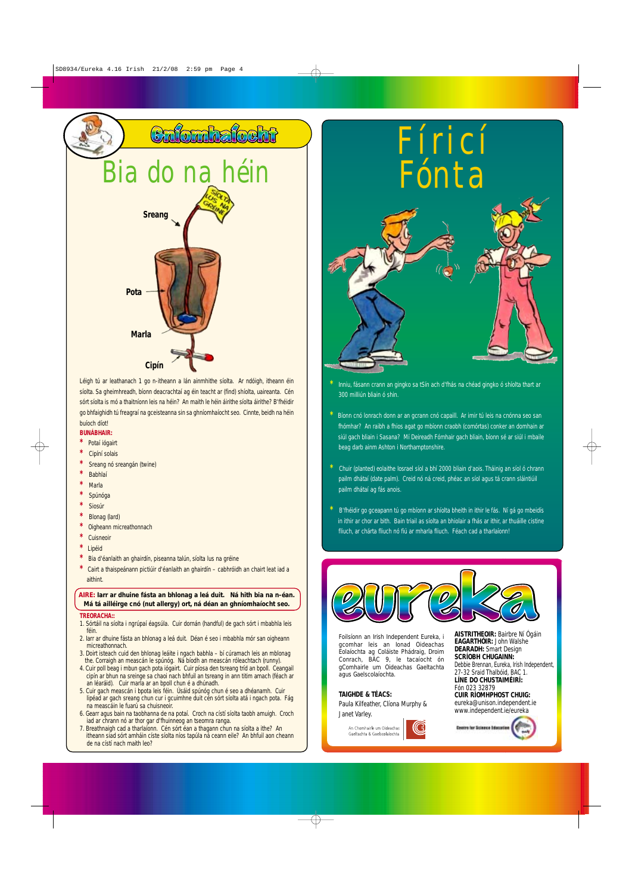# Gníomhaíocht

## Bia do na héin

Sreang

SÍOLTA LUS NA GRÉINE

Pota

Marla

Cipín

Léigh tú ar leathanach 1 go n-itheann a lán ainmhithe síolta. Ar ndóigh, itheann éin síolta. Sa gheimhreadh, bíonn deacrachtaí ag éin teacht ar (find) shíolta, uaireanta. Cén sórt síolta is mó a thaitníonn leis na héin? An maith le héin áirithe síolta áirithe? B'fhéidir go bhfaighidh tú freagraí na gceisteanna sin sa ghníomhaíocht seo. Cinnte, beidh na héin buíoch díot!

**BUNÁBHAIR:**

* Potaí iógairt
* Cipíní solais
* Sreang nó sreangán (twine)
* Babhlaí
* Marla
* Spúnóga
* Siosúr
* Blonag (lard)
* Oigheann micreathonnach
* Cuisneoir
* Lipéid
* Bia d'éanlaith an ghairdín, piseanna talún, síolta lus na gréine
* Cairt a thaispeánann pictiúir d'éanlaith an ghairdín – cabhróidh an chairt leat iad a aithint.

**AIRE: larr ar dhuine fásta an bhlonag a leá duit. Ná hith bia na n-éan. Má tá ailléirge cnó (nut allergy) ort, ná déan an ghníomhaíocht seo.**

**TREORACHA::**

1. Sórtáil na síolta i ngrúpaí éagsúla. Cuir dornán (handful) de gach sórt i mbabhla leis féin.
2. Iarr ar dhuine fásta an bhlonag a leá duit. Déan é seo i mbabhla mór san oigheann micreathonnach.
3. Doirt isteach cuid den bhlonag leáite i ngach babhla – bí cúramach leis an mblonag the. Corraigh an meascán le spúnóg. Ná bíodh an meascán róleachtach (runny).
4. Cuir poll beag i mbun gach pota iógairt. Cuir píosa den tsreang tríd an bpoll. Ceangail cipín ar bhun na sreinge sa chaoi nach bhfuil an tsreang in ann titim amach (féach ar an léaráid). Cuir marla ar an bpoll chun é a dhúnadh.
5. Cuir gach meascán i bpota leis féin. Úsáid spúnóg chun é seo a dhéanamh. Cuir lipéad ar gach sreang chun cur i gcuimhne duit cén sórt síolta atá i ngach pota. Fág na meascáin le fuarú sa chuisneoir.
6. Gearr agus bain na taobhanna de na potaí. Croch na cístí síolta taobh amuigh. Croch iad ar chrann nó ar thor gar d'fhuinneog an tseomra ranga.
7. Breathnaigh cad a tharlaíonn. Cén sórt éan a thagann chun na síolta a ithe? An itheann siad sórt amháin císte síolta níos tapúla ná ceann eile? An bhfuil aon cheann de na cístí nach maith leo?

# Fíricí Fónta

* Inniu, fásann crann an gingko sa tSín ach d'fhás na chéad gingko ó shíolta thart ar 300 milliún bliain ó shin.

* Bíonn cnó lonrach donn ar an gcrann cnó capaill. Ar imir tú leis na cnónna seo san fhómhar? An raibh a fhios agat go mbíonn craobh (comórtas) conker an domhain ar siúl gach bliain i Sasana? Mí Deireadh Fómhair gach bliain, bíonn sé ar siúl i mbaile beag darb ainm Ashton i Northamptonshire.

* Chuir (planted) eolaithe Iosrael síol a bhí 2000 bliain d'aois. Tháinig an síol ó chrann pailm dhátaí (date palm). Creid nó ná creid, phéac an síol agus tá crann sláintiúil pailm dhátaí ag fás anois.

* B'fhéidir go gceapann tú go mbíonn ar shíolta bheith in ithir le fás. Ní gá go mbeidís in ithir ar chor ar bith. Bain triail as síolta an bhiolair a fhás ar ithir, ar thuáille cistine fliuch, ar chárta fliuch nó fiú ar mharla fliuch. Féach cad a tharlaíonn!

# eureka

Foilsíonn an Irish Independent Eureka, i gcomhar leis an Ionad Oideachas Eolaíochta ag Coláiste Phádraig, Droim Conrach, BÁC 9, le tacaíocht ón gComhairle um Oideachas Gaeltachta agus Gaelscolaíochta.

**TAIGHDE & TÉACS:**
Paula Kilfeather, Clíona Murphy & Janet Varley.

**AISTRITHEOIR:** Bairbre Ní Ógáin
**EAGARTHÓIR:** John Walshe
**DEARADH:** Smart Design
**SCRÍOBH CHUGAINN:**
Debbie Brennan, Eureka, Irish Independent, 27-32 Sraid Thalbóid, BAC 1.
**LÍNE DO CHUSTAIMÉIRÍ:**
Fón 023 32879
**CUIR RÍOMHPHOST CHUIG:**
eureka@unison.independent.ie
www.independent.ie/eureka

An Chomhairle um Oideachas Gaeltachta & Gaelscolaíochta

Centre for Science Education